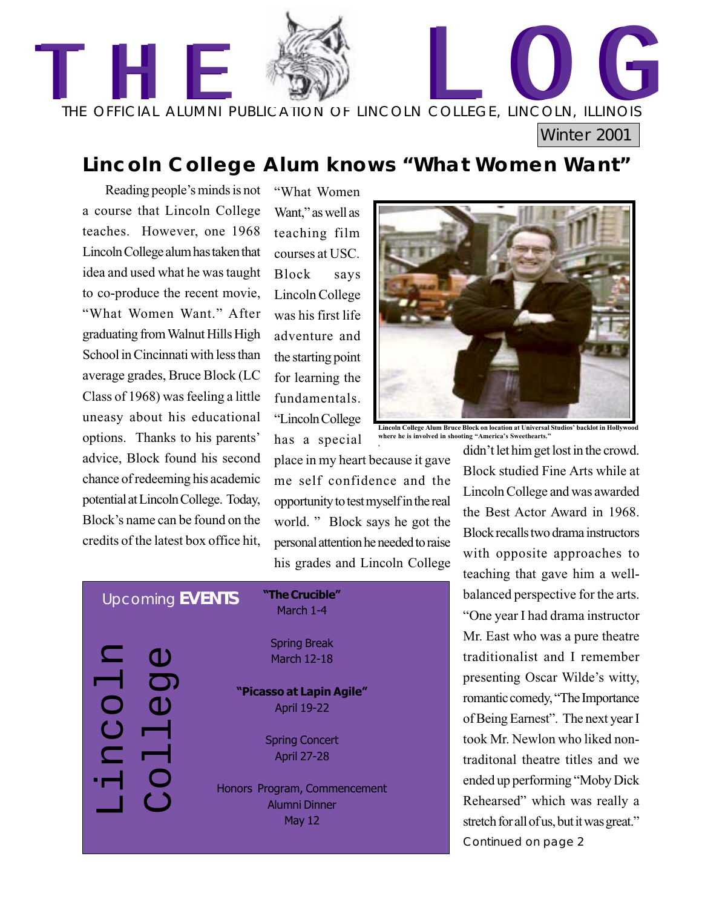# THE LOG

THE OFFICIAL ALUMNI PUBLICATION OF LINCOLN COLLEGE, LINCOLN, ILLINOIS

Winter 2001

## Lincoln College Alum knows "What Women Want"

Reading people's minds is not a course that Lincoln College teaches. However, one 1968 Lincoln College alum has taken that idea and used what he was taught to co-produce the recent movie, "What Women Want." After graduating from Walnut Hills High School in Cincinnati with less than average grades, Bruce Block (LC Class of 1968) was feeling a little uneasy about his educational options. Thanks to his parents' advice, Block found his second chance of redeeming his academic potential at Lincoln College. Today, Block's name can be found on the credits of the latest box office hit, "What Women Want," as well as teaching film courses at USC. Block says Lincoln College was his first life adventure and the starting point for learning the fundamentals. "Lincoln College has a special place in my heart because it gave me self confidence and the opportunity to test myself in the real world." Block says he got the personal attention he needed to raise his grades and Lincoln College didn't let him get lost in the crowd. Block studied Fine Arts while at Lincoln College and was awarded the Best Actor Award in 1968. Block recalls two drama instructors with opposite approaches to teaching that gave him a well-balanced perspective for the arts. "One year I had drama instructor Mr. East who was a pure theatre traditionalist and I remember presenting Oscar Wilde's witty, romantic comedy, "The Importance of Being Earnest". The next year I took Mr. Newlon who liked non-traditonal theatre titles and we ended up performing "Moby Dick Rehearsed" which was really a stretch for all of us, but it was great."

Continued on page 2

Lincoln College Alum Bruce Block on location at Universal Studios' backlot in Hollywood where he is involved in shooting "America's Sweethearts."

### Upcoming EVENTS

Lincoln College

**"The Crucible"**
March 1-4

Spring Break
March 12-18

**"Picasso at Lapin Agile"**
April 19-22

Spring Concert
April 27-28

Honors Program, Commencement
Alumni Dinner
May 12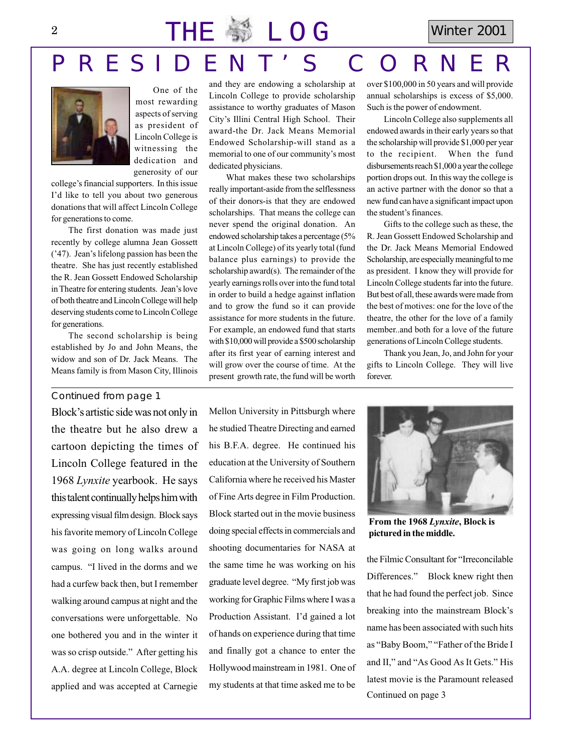# PRESIDENT'S CORNER

One of the most rewarding aspects of serving as president of Lincoln College is witnessing the dedication and generosity of our college's financial supporters. In this issue I'd like to tell you about two generous donations that will affect Lincoln College for generations to come.

The first donation was made just recently by college alumna Jean Gossett ('47). Jean's lifelong passion has been the theatre. She has just recently established the R. Jean Gossett Endowed Scholarship in Theatre for entering students. Jean's love of both theatre and Lincoln College will help deserving students come to Lincoln College for generations.

The second scholarship is being established by Jo and John Means, the widow and son of Dr. Jack Means. The Means family is from Mason City, Illinois and they are endowing a scholarship at Lincoln College to provide scholarship assistance to worthy graduates of Mason City's Illini Central High School. Their award-the Dr. Jack Means Memorial Endowed Scholarship-will stand as a memorial to one of our community's most dedicated physicians.

What makes these two scholarships really important-aside from the selflessness of their donors-is that they are endowed scholarships. That means the college can never spend the original donation. An endowed scholarship takes a percentage (5% at Lincoln College) of its yearly total (fund balance plus earnings) to provide the scholarship award(s). The remainder of the yearly earnings rolls over into the fund total in order to build a hedge against inflation and to grow the fund so it can provide assistance for more students in the future. For example, an endowed fund that starts with $10,000 will provide a $500 scholarship after its first year of earning interest and will grow over the course of time. At the present growth rate, the fund will be worth over $100,000 in 50 years and will provide annual scholarships is excess of $5,000. Such is the power of endowment.

Lincoln College also supplements all endowed awards in their early years so that the scholarship will provide $1,000 per year to the recipient. When the fund disbursements reach $1,000 a year the college portion drops out. In this way the college is an active partner with the donor so that a new fund can have a significant impact upon the student's finances.

Gifts to the college such as these, the R. Jean Gossett Endowed Scholarship and the Dr. Jack Means Memorial Endowed Scholarship, are especially meaningful to me as president. I know they will provide for Lincoln College students far into the future. But best of all, these awards were made from the best of motives: one for the love of the theatre, the other for the love of a family member..and both for a love of the future generations of Lincoln College students.

Thank you Jean, Jo, and John for your gifts to Lincoln College. They will live forever.

---

Continued from page 1

Block's artistic side was not only in the theatre but he also drew a cartoon depicting the times of Lincoln College featured in the 1968 *Lynxite* yearbook. He says this talent continually helps him with expressing visual film design. Block says his favorite memory of Lincoln College was going on long walks around campus. "I lived in the dorms and we had a curfew back then, but I remember walking around campus at night and the conversations were unforgettable. No one bothered you and in the winter it was so crisp outside." After getting his A.A. degree at Lincoln College, Block applied and was accepted at Carnegie Mellon University in Pittsburgh where he studied Theatre Directing and earned his B.F.A. degree. He continued his education at the University of Southern California where he received his Master of Fine Arts degree in Film Production. Block started out in the movie business doing special effects in commercials and shooting documentaries for NASA at the same time he was working on his graduate level degree. "My first job was working for Graphic Films where I was a Production Assistant. I'd gained a lot of hands on experience during that time and finally got a chance to enter the Hollywood mainstream in 1981. One of my students at that time asked me to be the Filmic Consultant for "Irreconcilable Differences." Block knew right then that he had found the perfect job. Since breaking into the mainstream Block's name has been associated with such hits as "Baby Boom," "Father of the Bride I and II," and "As Good As It Gets." His latest movie is the Paramount released

**From the 1968 *Lynxite*, Block is pictured in the middle.**

Continued on page 3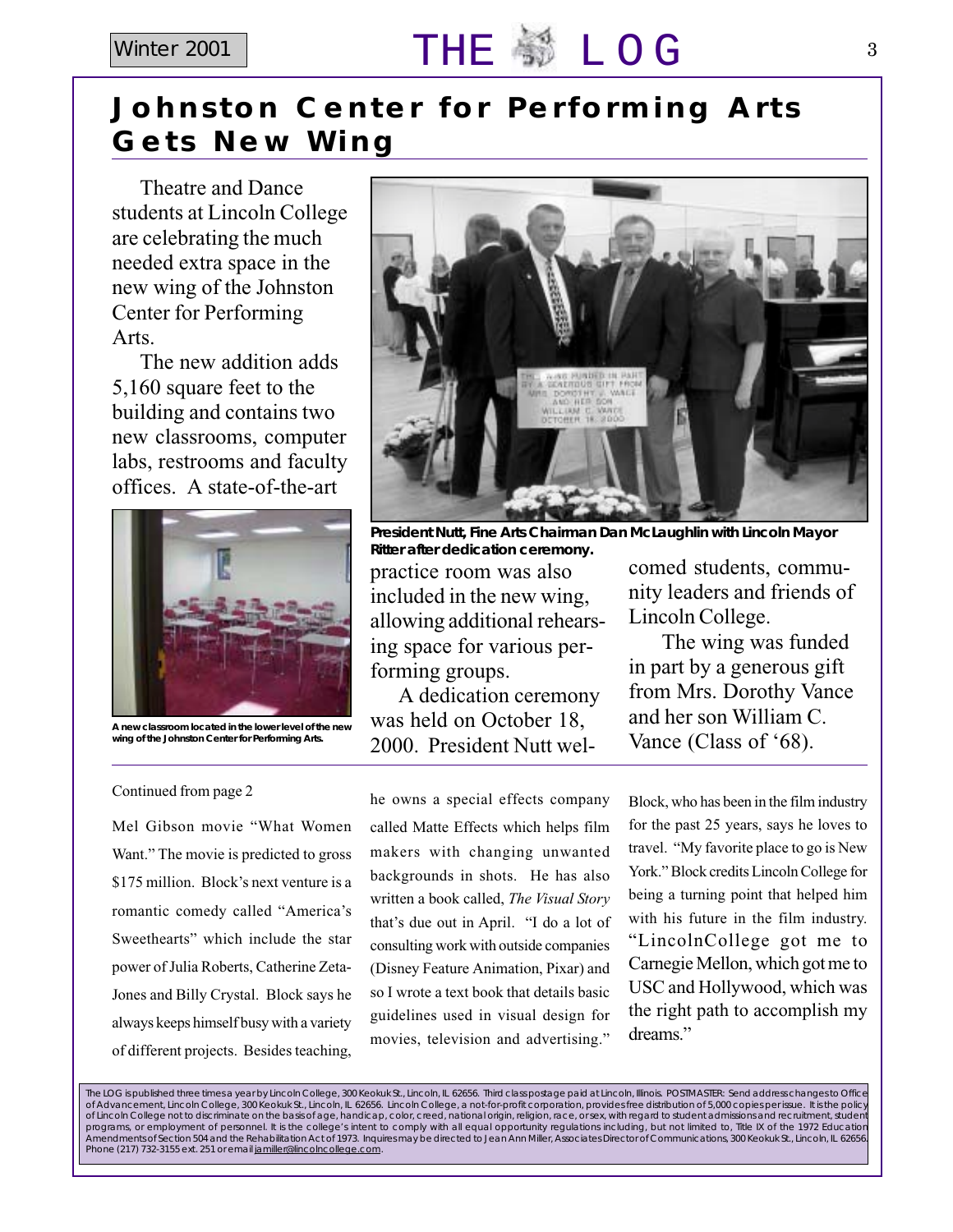# Johnston Center for Performing Arts Gets New Wing

Theatre and Dance students at Lincoln College are celebrating the much needed extra space in the new wing of the Johnston Center for Performing Arts.

The new addition adds 5,160 square feet to the building and contains two new classrooms, computer labs, restrooms and faculty offices. A state-of-the-art practice room was also included in the new wing, allowing additional rehearsing space for various performing groups.

A dedication ceremony was held on October 18, 2000. President Nutt welcomed students, community leaders and friends of Lincoln College.

The wing was funded in part by a generous gift from Mrs. Dorothy Vance and her son William C. Vance (Class of '68).

A new classroom located in the lower level of the new wing of the Johnston Center for Performing Arts.

President Nutt, Fine Arts Chairman Dan McLaughlin with Lincoln Mayor Ritter after dedication ceremony.

---

Continued from page 2

Mel Gibson movie "What Women Want." The movie is predicted to gross $175 million. Block's next venture is a romantic comedy called "America's Sweethearts" which include the star power of Julia Roberts, Catherine Zeta-Jones and Billy Crystal. Block says he always keeps himself busy with a variety of different projects. Besides teaching, he owns a special effects company called Matte Effects which helps film makers with changing unwanted backgrounds in shots. He has also written a book called, *The Visual Story* that's due out in April. "I do a lot of consulting work with outside companies (Disney Feature Animation, Pixar) and so I wrote a text book that details basic guidelines used in visual design for movies, television and advertising."

Block, who has been in the film industry for the past 25 years, says he loves to travel. "My favorite place to go is New York." Block credits Lincoln College for being a turning point that helped him with his future in the film industry. "LincolnCollege got me to Carnegie Mellon, which got me to USC and Hollywood, which was the right path to accomplish my dreams."

---

The LOG is published three times a year by Lincoln College, 300 Keokuk St., Lincoln, IL 62656. Third class postage paid at Lincoln, Illinois. POSTMASTER: Send address changes to Office of Advancement, Lincoln College, 300 Keokuk St., Lincoln, IL 62656. Lincoln College, a not-for-profit corporation, provides free distribution of 5,000 copies per issue. It is the policy of Lincoln College not to discriminate on the basis of age, handicap, color, creed, national origin, religion, race, or sex, with regard to student admissions and recruitment, student programs, or employment of personnel. It is the college's intent to comply with all equal opportunity regulations including, but not limited to, Title IX of the 1972 Education Amendments of Section 504 and the Rehabilitation Act of 1973. Inquires may be directed to Jean Ann Miller, Associates Director of Communications, 300 Keokuk St., Lincoln, IL 62656. Phone (217) 732-3155 ext. 251 or email jamiller@lincolncollege.com.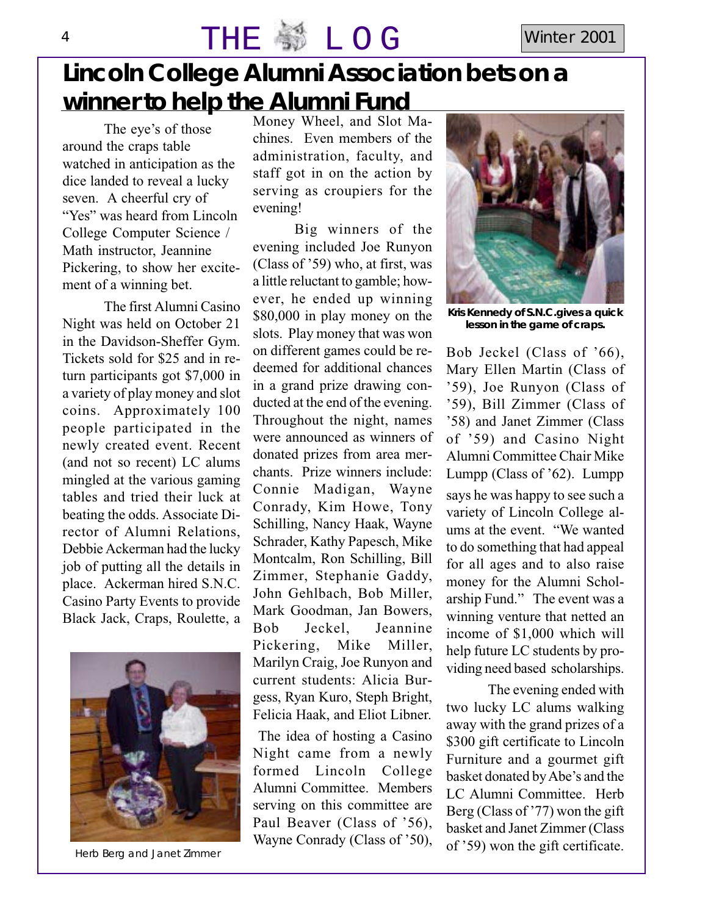# Lincoln College Alumni Association bets on a winner to help the Alumni Fund

The eye's of those around the craps table watched in anticipation as the dice landed to reveal a lucky seven. A cheerful cry of "Yes" was heard from Lincoln College Computer Science / Math instructor, Jeannine Pickering, to show her excitement of a winning bet.

The first Alumni Casino Night was held on October 21 in the Davidson-Sheffer Gym. Tickets sold for $25 and in return participants got $7,000 in a variety of play money and slot coins. Approximately 100 people participated in the newly created event. Recent (and not so recent) LC alums mingled at the various gaming tables and tried their luck at beating the odds. Associate Director of Alumni Relations, Debbie Ackerman had the lucky job of putting all the details in place. Ackerman hired S.N.C. Casino Party Events to provide Black Jack, Craps, Roulette, a Money Wheel, and Slot Machines. Even members of the administration, faculty, and staff got in on the action by serving as croupiers for the evening!

Herb Berg and Janet Zimmer

Big winners of the evening included Joe Runyon (Class of '59) who, at first, was a little reluctant to gamble; however, he ended up winning $80,000 in play money on the slots. Play money that was won on different games could be redeemed for additional chances in a grand prize drawing conducted at the end of the evening. Throughout the night, names were announced as winners of donated prizes from area merchants. Prize winners include: Connie Madigan, Wayne Conrady, Kim Howe, Tony Schilling, Nancy Haak, Wayne Schrader, Kathy Papesch, Mike Montcalm, Ron Schilling, Bill Zimmer, Stephanie Gaddy, John Gehlbach, Bob Miller, Mark Goodman, Jan Bowers, Bob Jeckel, Jeannine Pickering, Mike Miller, Marilyn Craig, Joe Runyon and current students: Alicia Burgess, Ryan Kuro, Steph Bright, Felicia Haak, and Eliot Libner.

The idea of hosting a Casino Night came from a newly formed Lincoln College Alumni Committee. Members serving on this committee are Paul Beaver (Class of '56), Wayne Conrady (Class of '50), Bob Jeckel (Class of '66), Mary Ellen Martin (Class of '59), Joe Runyon (Class of '59), Bill Zimmer (Class of '58) and Janet Zimmer (Class of '59) and Casino Night Alumni Committee Chair Mike Lumpp (Class of '62). Lumpp says he was happy to see such a variety of Lincoln College alums at the event. "We wanted to do something that had appeal for all ages and to also raise money for the Alumni Scholarship Fund." The event was a winning venture that netted an income of $1,000 which will help future LC students by providing need based scholarships.

**Kris Kennedy of S.N.C. gives a quick lesson in the game of craps.**

The evening ended with two lucky LC alums walking away with the grand prizes of a $300 gift certificate to Lincoln Furniture and a gourmet gift basket donated by Abe's and the LC Alumni Committee. Herb Berg (Class of '77) won the gift basket and Janet Zimmer (Class of '59) won the gift certificate.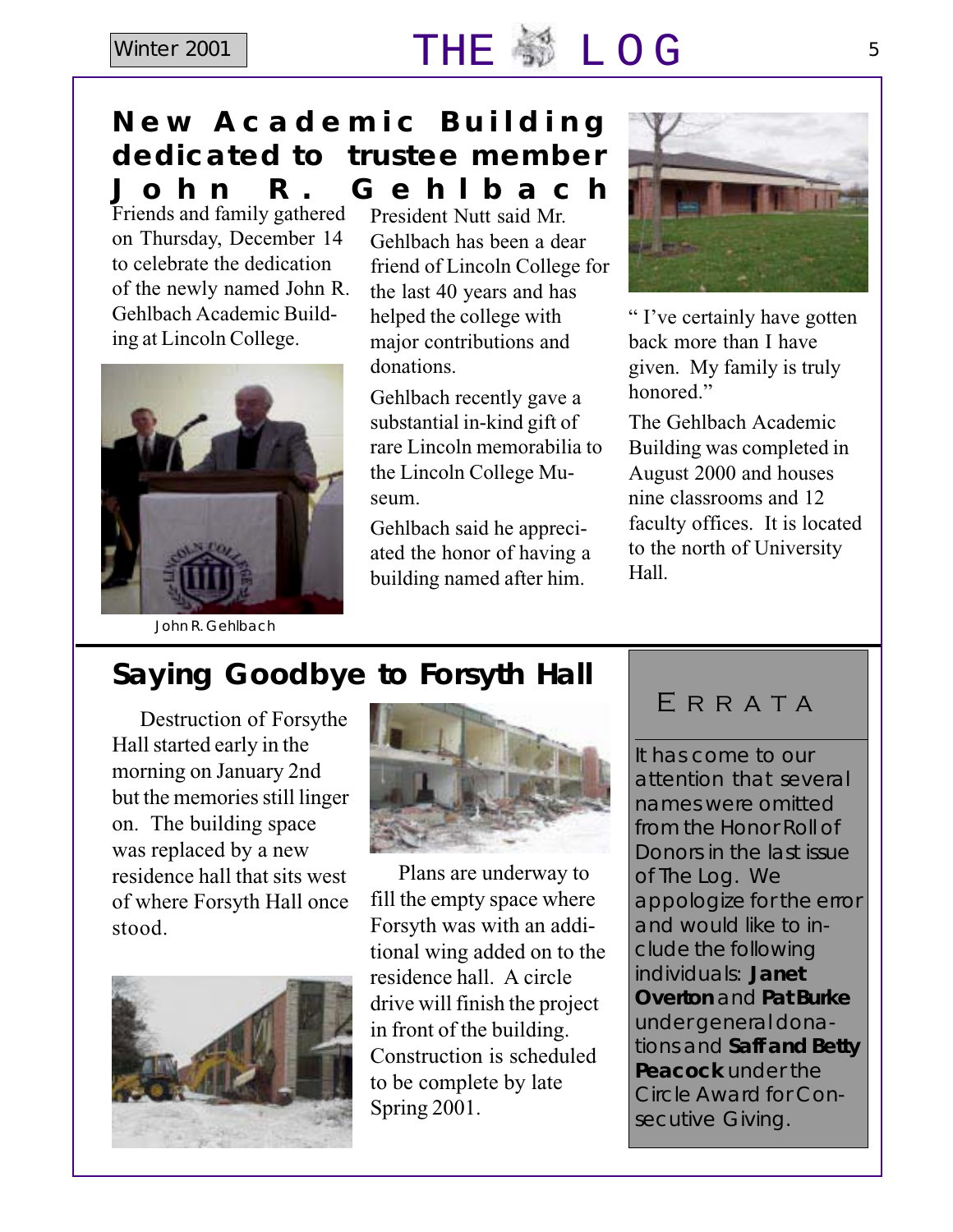## New Academic Building dedicated to trustee member John R. Gehlbach

Friends and family gathered on Thursday, December 14 to celebrate the dedication of the newly named John R. Gehlbach Academic Building at Lincoln College.

John R. Gehlbach

President Nutt said Mr. Gehlbach has been a dear friend of Lincoln College for the last 40 years and has helped the college with major contributions and donations.

Gehlbach recently gave a substantial in-kind gift of rare Lincoln memorabilia to the Lincoln College Museum.

Gehlbach said he appreciated the honor of having a building named after him.

" I've certainly have gotten back more than I have given. My family is truly honored."

The Gehlbach Academic Building was completed in August 2000 and houses nine classrooms and 12 faculty offices. It is located to the north of University Hall.

## Saying Goodbye to Forsyth Hall

Destruction of Forsythe Hall started early in the morning on January 2nd but the memories still linger on. The building space was replaced by a new residence hall that sits west of where Forsyth Hall once stood.

Plans are underway to fill the empty space where Forsyth was with an additional wing added on to the residence hall. A circle drive will finish the project in front of the building. Construction is scheduled to be complete by late Spring 2001.

### ERRATA

It has come to our attention that several names were omitted from the Honor Roll of Donors in the last issue of The Log. We appologize for the error and would like to include the following individuals: **Janet Overton** and **Pat Burke** under general donations and **Saff and Betty Peacock** under the Circle Award for Consecutive Giving.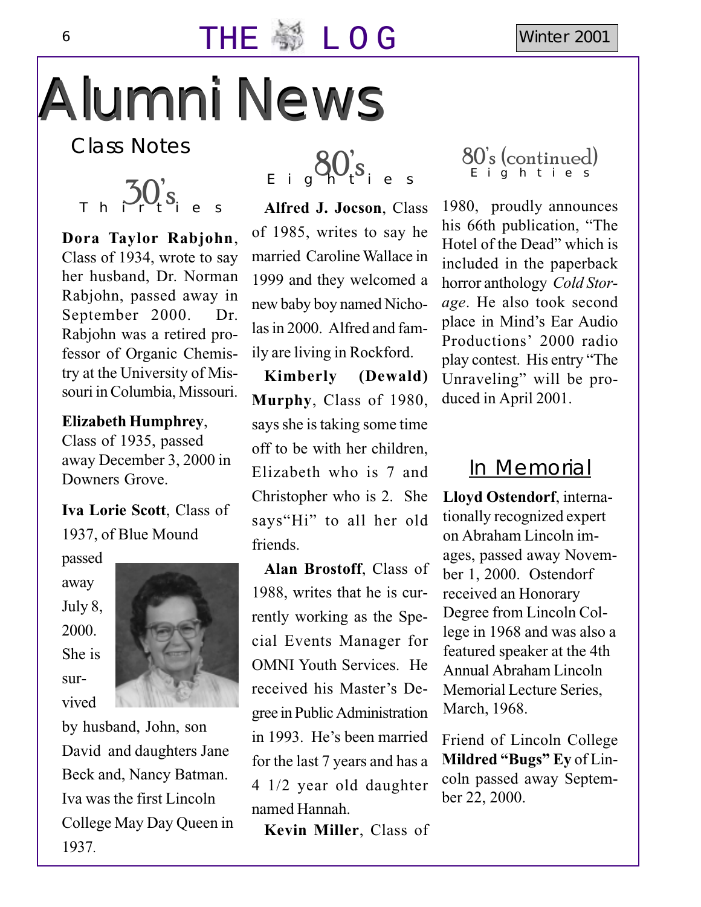# Alumni News

## Class Notes

### 30's Thirties

**Dora Taylor Rabjohn**, Class of 1934, wrote to say her husband, Dr. Norman Rabjohn, passed away in September 2000. Dr. Rabjohn was a retired professor of Organic Chemistry at the University of Missouri in Columbia, Missouri.

**Elizabeth Humphrey**, Class of 1935, passed away December 3, 2000 in Downers Grove.

**Iva Lorie Scott**, Class of 1937, of Blue Mound passed away July 8, 2000. She is survived by husband, John, son David and daughters Jane Beck and, Nancy Batman. Iva was the first Lincoln College May Day Queen in 1937.

### 80's Eighties

**Alfred J. Jocson**, Class of 1985, writes to say he married Caroline Wallace in 1999 and they welcomed a new baby boy named Nicholas in 2000. Alfred and family are living in Rockford.

**Kimberly (Dewald) Murphy**, Class of 1980, says she is taking some time off to be with her children, Elizabeth who is 7 and Christopher who is 2. She says"Hi" to all her old friends.

**Alan Brostoff**, Class of 1988, writes that he is currently working as the Special Events Manager for OMNI Youth Services. He received his Master's Degree in Public Administration in 1993. He's been married for the last 7 years and has a 4 1/2 year old daughter named Hannah.

### 80's (continued) Eighties

**Kevin Miller**, Class of 1980, proudly announces his 66th publication, "The Hotel of the Dead" which is included in the paperback horror anthology *Cold Storage*. He also took second place in Mind's Ear Audio Productions' 2000 radio play contest. His entry "The Unraveling" will be produced in April 2001.

## In Memorial

**Lloyd Ostendorf**, internationally recognized expert on Abraham Lincoln images, passed away November 1, 2000. Ostendorf received an Honorary Degree from Lincoln College in 1968 and was also a featured speaker at the 4th Annual Abraham Lincoln Memorial Lecture Series, March, 1968.

Friend of Lincoln College **Mildred "Bugs" Ey** of Lincoln passed away September 22, 2000.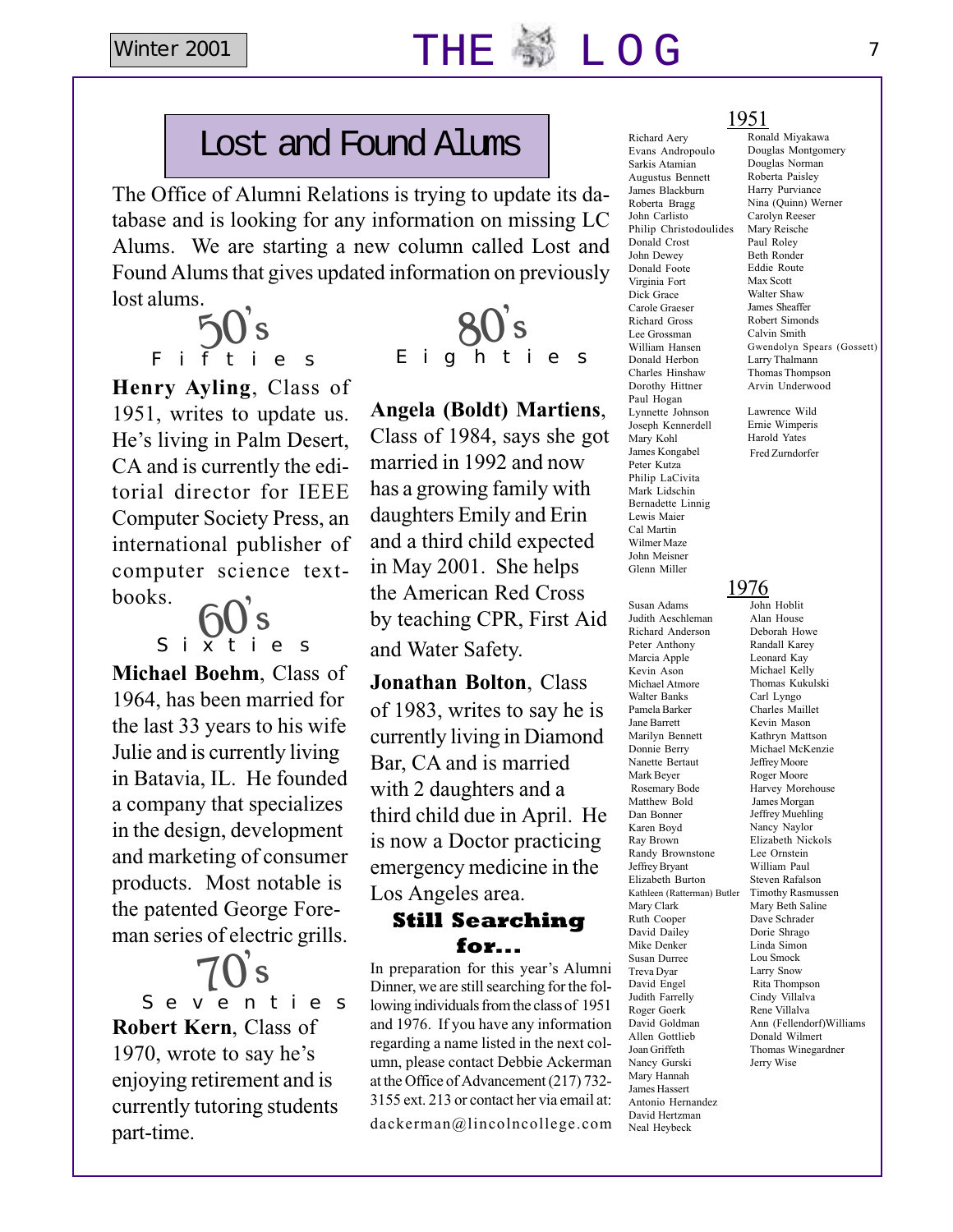# Lost and Found Alums

The Office of Alumni Relations is trying to update its database and is looking for any information on missing LC Alums. We are starting a new column called Lost and Found Alums that gives updated information on previously lost alums.

## 50's Fifties

**Henry Ayling**, Class of 1951, writes to update us. He's living in Palm Desert, CA and is currently the editorial director for IEEE Computer Society Press, an international publisher of computer science textbooks.

## 60's Sixties

**Michael Boehm**, Class of 1964, has been married for the last 33 years to his wife Julie and is currently living in Batavia, IL. He founded a company that specializes in the design, development and marketing of consumer products. Most notable is the patented George Foreman series of electric grills.

## 70's Seventies

**Robert Kern**, Class of 1970, wrote to say he's enjoying retirement and is currently tutoring students part-time.

## 80's Eighties

**Angela (Boldt) Martiens**, Class of 1984, says she got married in 1992 and now has a growing family with daughters Emily and Erin and a third child expected in May 2001. She helps the American Red Cross by teaching CPR, First Aid and Water Safety.

**Jonathan Bolton**, Class of 1983, writes to say he is currently living in Diamond Bar, CA and is married with 2 daughters and a third child due in April. He is now a Doctor practicing emergency medicine in the Los Angeles area.

## Still Searching for...

In preparation for this year's Alumni Dinner, we are still searching for the following individuals from the class of 1951 and 1976. If you have any information regarding a name listed in the next column, please contact Debbie Ackerman at the Office of Advancement (217) 732-3155 ext. 213 or contact her via email at: dackerman@lincolncollege.com

### 1951

Richard Aery
Evans Andropoulo
Sarkis Atamian
Augustus Bennett
James Blackburn
Roberta Bragg
John Carlisto
Philip Christodoulides
Donald Crost
John Dewey
Donald Foote
Virginia Fort
Dick Grace
Carole Graeser
Richard Gross
Lee Grossman
William Hansen
Donald Herbon
Charles Hinshaw
Dorothy Hittner
Paul Hogan
Lynnette Johnson
Joseph Kennerdell
Mary Kohl
James Kongabel
Peter Kutza
Philip LaCivita
Mark Lidschin
Bernadette Linnig
Lewis Maier
Cal Martin
Wilmer Maze
John Meisner
Glenn Miller
Ronald Miyakawa
Douglas Montgomery
Douglas Norman
Roberta Paisley
Harry Purviance
Nina (Quinn) Werner
Carolyn Reeser
Mary Reische
Paul Roley
Beth Ronder
Eddie Route
Max Scott
Walter Shaw
James Sheaffer
Robert Simonds
Calvin Smith
Gwendolyn Spears (Gossett)
Larry Thalmann
Thomas Thompson
Arvin Underwood
Lawrence Wild
Ernie Wimperis
Harold Yates
Fred Zurndorfer

### 1976

Susan Adams
Judith Aeschleman
Richard Anderson
Peter Anthony
Marcia Apple
Kevin Ason
Michael Atmore
Walter Banks
Pamela Barker
Jane Barrett
Marilyn Bennett
Donnie Berry
Nanette Bertaut
Mark Beyer
Rosemary Bode
Matthew Bold
Dan Bonner
Karen Boyd
Ray Brown
Randy Brownstone
Jeffrey Bryant
Elizabeth Burton
Kathleen (Ratterman) Butler
Mary Clark
Ruth Cooper
David Dailey
Mike Denker
Susan Durree
Treva Dyar
David Engel
Judith Farrelly
Roger Goerk
David Goldman
Allen Gottlieb
Joan Griffeth
Nancy Gurski
Mary Hannah
James Hassert
Antonio Hernandez
David Hertzman
Neal Heybeck
John Hoblit
Alan House
Deborah Howe
Randall Karey
Leonard Kay
Michael Kelly
Thomas Kukulski
Carl Lyngo
Charles Maillet
Kevin Mason
Kathryn Mattson
Michael McKenzie
Jeffrey Moore
Roger Moore
Harvey Morehouse
James Morgan
Jeffrey Muehling
Nancy Naylor
Elizabeth Nickols
Lee Ornstein
William Paul
Steven Rafalson
Timothy Rasmussen
Mary Beth Saline
Dave Schrader
Dorie Shrago
Linda Simon
Lou Smock
Larry Snow
Rita Thompson
Cindy Villalva
Rene Villalva
Ann (Fellendorf)Williams
Donald Wilmert
Thomas Winegardner
Jerry Wise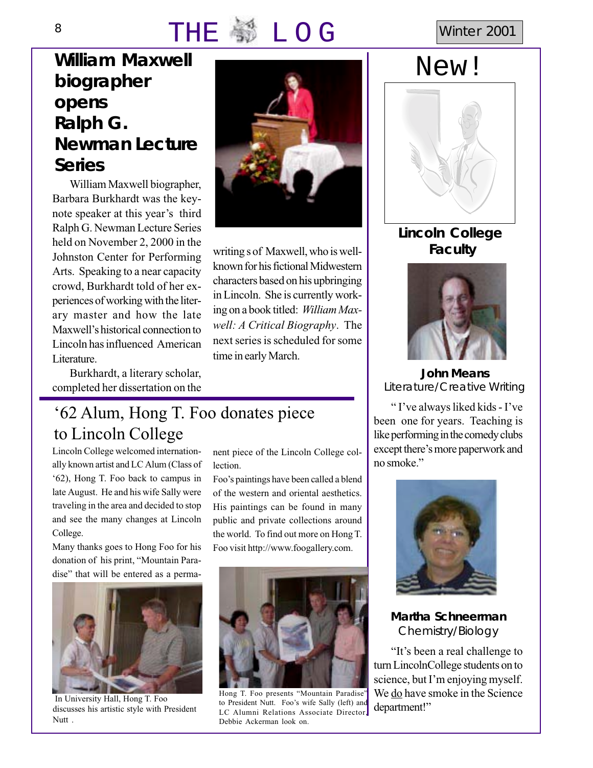## William Maxwell biographer opens Ralph G. Newman Lecture Series

William Maxwell biographer, Barbara Burkhardt was the keynote speaker at this year's third Ralph G. Newman Lecture Series held on November 2, 2000 in the Johnston Center for Performing Arts. Speaking to a near capacity crowd, Burkhardt told of her experiences of working with the literary master and how the late Maxwell's historical connection to Lincoln has influenced American Literature.

Burkhardt, a literary scholar, completed her dissertation on the writing s of Maxwell, who is well-known for his fictional Midwestern characters based on his upbringing in Lincoln. She is currently working on a book titled: *William Maxwell: A Critical Biography*. The next series is scheduled for some time in early March.

## '62 Alum, Hong T. Foo donates piece to Lincoln College

Lincoln College welcomed internationally known artist and LC Alum (Class of '62), Hong T. Foo back to campus in late August. He and his wife Sally were traveling in the area and decided to stop and see the many changes at Lincoln College.

Many thanks goes to Hong Foo for his donation of his print, "Mountain Paradise" that will be entered as a permanent piece of the Lincoln College collection.

Foo's paintings have been called a blend of the western and oriental aesthetics. His paintings can be found in many public and private collections around the world. To find out more on Hong T. Foo visit http://www.foogallery.com.

In University Hall, Hong T. Foo discusses his artistic style with President Nutt .

Hong T. Foo presents "Mountain Paradise" to President Nutt. Foo's wife Sally (left) and LC Alumni Relations Associate Director, Debbie Ackerman look on.

# New!

## Lincoln College Faculty

**John Means**
Literature/Creative Writing

" I've always liked kids - I've been one for years. Teaching is like performing in the comedy clubs except there's more paperwork and no smoke."

**Martha Schneeman**
Chemistry/Biology

"It's been a real challenge to turn LincolnCollege students on to science, but I'm enjoying myself. We do have smoke in the Science department!"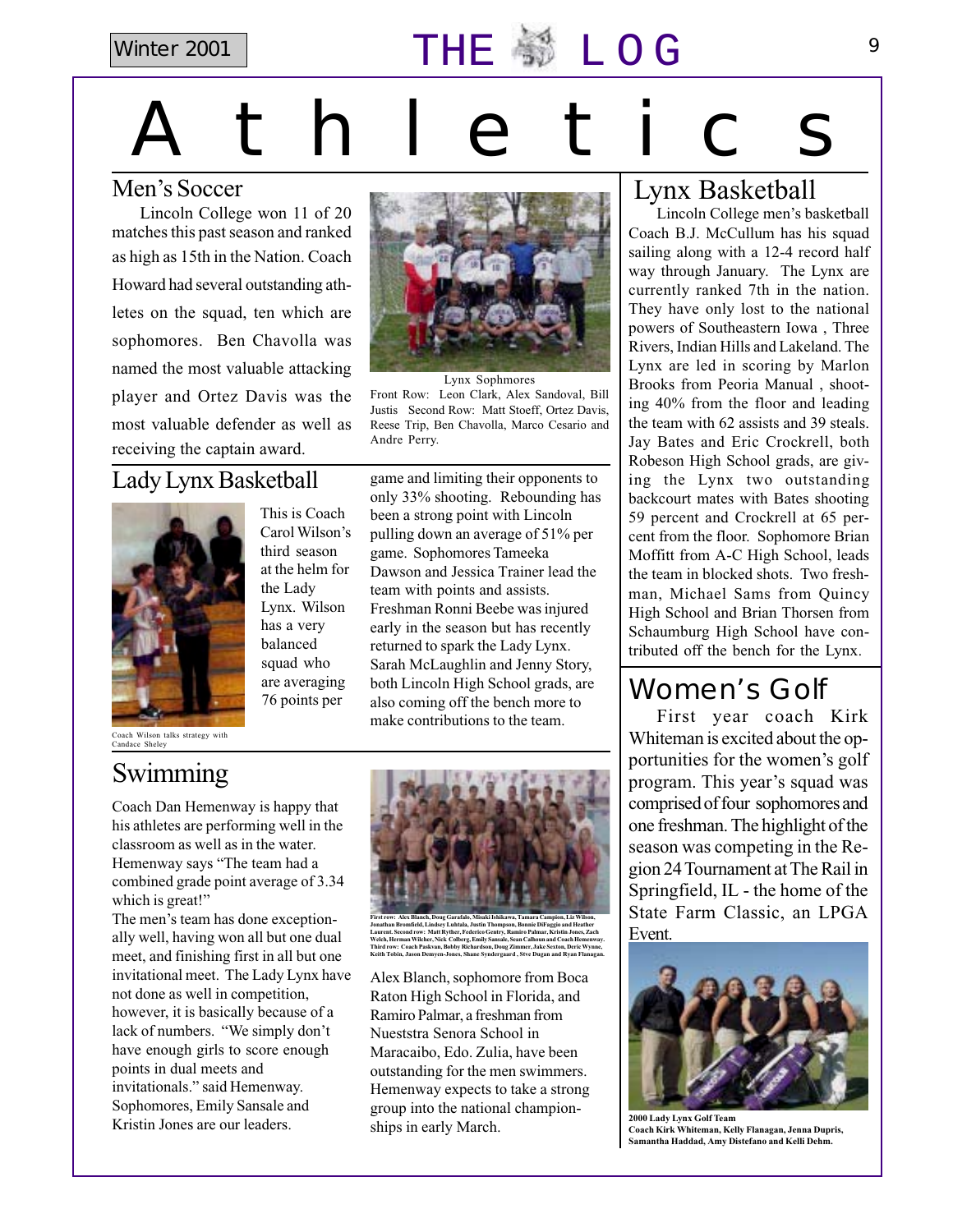# Athletics

## Men's Soccer

Lincoln College won 11 of 20 matches this past season and ranked as high as 15th in the Nation. Coach Howard had several outstanding athletes on the squad, ten which are sophomores. Ben Chavolla was named the most valuable attacking player and Ortez Davis was the most valuable defender as well as receiving the captain award.

Lynx Sophomores
Front Row: Leon Clark, Alex Sandoval, Bill Justis Second Row: Matt Stoeff, Ortez Davis, Reese Trip, Ben Chavolla, Marco Cesario and Andre Perry.

## Lady Lynx Basketball

Coach Wilson talks strategy with Candace Sheley

This is Coach Carol Wilson's third season at the helm for the Lady Lynx. Wilson has a very balanced squad who are averaging 76 points per game and limiting their opponents to only 33% shooting. Rebounding has been a strong point with Lincoln pulling down an average of 51% per game. Sophomores Tameeka Dawson and Jessica Trainer lead the team with points and assists. Freshman Ronni Beebe was injured early in the season but has recently returned to spark the Lady Lynx. Sarah McLaughlin and Jenny Story, both Lincoln High School grads, are also coming off the bench more to make contributions to the team.

## Lynx Basketball

Lincoln College men's basketball Coach B.J. McCullum has his squad sailing along with a 12-4 record half way through January. The Lynx are currently ranked 7th in the nation. They have only lost to the national powers of Southeastern Iowa , Three Rivers, Indian Hills and Lakeland. The Lynx are led in scoring by Marlon Brooks from Peoria Manual , shooting 40% from the floor and leading the team with 62 assists and 39 steals. Jay Bates and Eric Crockrell, both Robeson High School grads, are giving the Lynx two outstanding backcourt mates with Bates shooting 59 percent and Crockrell at 65 percent from the floor. Sophomore Brian Moffitt from A-C High School, leads the team in blocked shots. Two freshman, Michael Sams from Quincy High School and Brian Thorsen from Schaumburg High School have contributed off the bench for the Lynx.

## Swimming

Coach Dan Hemenway is happy that his athletes are performing well in the classroom as well as in the water. Hemenway says "The team had a combined grade point average of 3.34 which is great!"

The men's team has done exceptionally well, having won all but one dual meet, and finishing first in all but one invitational meet. The Lady Lynx have not done as well in competition, however, it is basically because of a lack of numbers. "We simply don't have enough girls to score enough points in dual meets and invitationals." said Hemenway. Sophomores, Emily Sansale and Kristin Jones are our leaders.

**First row: Alex Blanch, Doug Garafalo, Misaki Ishikawa, Tamara Campion, Liz Wilson, Jonathan Bromfield, Lindsey Luhtala, Justin Thompson, Bonnie DiFaggio and Heather Laurent. Second row: Matt Ryther, Federico Gentry, Ramiro Palmar, Kristin Jones, Zach Welch, Herman Wilcher, Nick Colberg, Emily Sansale, Sean Calhoun and Coach Hemenway. Third row: Coach Paskvan, Bobby Richardson, Doug Zimmer, Jake Sexton, Deric Wynne, Keith Tobin, Jason Demyen-Jones, Shane Syndergaard , Stve Dugan and Ryan Flanagan.**

Alex Blanch, sophomore from Boca Raton High School in Florida, and Ramiro Palmar, a freshman from Nueststra Senora School in Maracaibo, Edo. Zulia, have been outstanding for the men swimmers. Hemenway expects to take a strong group into the national championships in early March.

## Women's Golf

First year coach Kirk Whiteman is excited about the opportunities for the women's golf program. This year's squad was comprised of four sophomores and one freshman. The highlight of the season was competing in the Region 24 Tournament at The Rail in Springfield, IL - the home of the State Farm Classic, an LPGA Event.

**2000 Lady Lynx Golf Team**
**Coach Kirk Whiteman, Kelly Flanagan, Jenna Dupris, Samantha Haddad, Amy Distefano and Kelli Dehm.**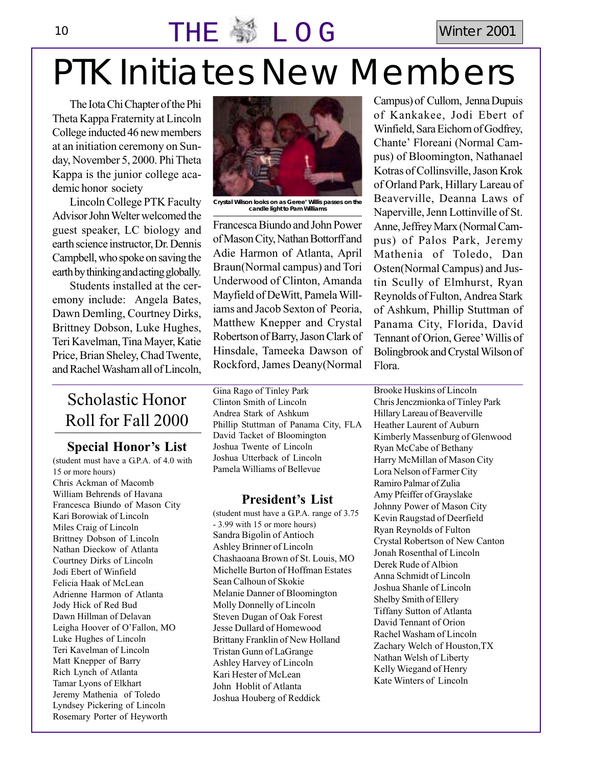# PTK Initiates New Members

The Iota Chi Chapter of the Phi Theta Kappa Fraternity at Lincoln College inducted 46 new members at an initiation ceremony on Sunday, November 5, 2000. Phi Theta Kappa is the junior college academic honor society

Lincoln College PTK Faculty Advisor John Welter welcomed the guest speaker, LC biology and earth science instructor, Dr. Dennis Campbell, who spoke on saving the earth by thinking and acting globally.

Students installed at the ceremony include: Angela Bates, Dawn Demling, Courtney Dirks, Brittney Dobson, Luke Hughes, Teri Kavelman, Tina Mayer, Katie Price, Brian Sheley, Chad Twente, and Rachel Washam all of Lincoln, Francesca Biundo and John Power of Mason City, Nathan Bottorff and Adie Harmon of Atlanta, April Braun(Normal campus) and Tori Underwood of Clinton, Amanda Mayfield of DeWitt, Pamela Williams and Jacob Sexton of Peoria, Matthew Knepper and Crystal Robertson of Barry, Jason Clark of Hinsdale, Tameeka Dawson of Rockford, James Deany(Normal Campus) of Cullom, Jenna Dupuis of Kankakee, Jodi Ebert of Winfield, Sara Eichorn of Godfrey, Chante' Floreani (Normal Campus) of Bloomington, Nathanael Kotras of Collinsville, Jason Krok of Orland Park, Hillary Lareau of Beaverville, Deanna Laws of Naperville, Jenn Lottinville of St. Anne, Jeffrey Marx (Normal Campus) of Palos Park, Jeremy Mathenia of Toledo, Dan Osten(Normal Campus) and Justin Scully of Elmhurst, Ryan Reynolds of Fulton, Andrea Stark of Ashkum, Phillip Stuttman of Panama City, Florida, David Tennant of Orion, Geree' Willis of Bolingbrook and Crystal Wilson of Flora.

Crystal Wilson looks on as Geree' Willis passes on the candle light to Pam Williams

## Scholastic Honor Roll for Fall 2000

### Special Honor's List

(student must have a G.P.A. of 4.0 with 15 or more hours)

Chris Ackman of Macomb
William Behrends of Havana
Francesca Biundo of Mason City
Kari Borowiak of Lincoln
Miles Craig of Lincoln
Brittney Dobson of Lincoln
Nathan Dieckow of Atlanta
Courtney Dirks of Lincoln
Jodi Ebert of Winfield
Felicia Haak of McLean
Adrienne Harmon of Atlanta
Jody Hick of Red Bud
Dawn Hillman of Delavan
Leigha Hoover of O'Fallon, MO
Luke Hughes of Lincoln
Teri Kavelman of Lincoln
Matt Knepper of Barry
Rich Lynch of Atlanta
Tamar Lyons of Elkhart
Jeremy Mathenia of Toledo
Lyndsey Pickering of Lincoln
Rosemary Porter of Heyworth
Gina Rago of Tinley Park
Clinton Smith of Lincoln
Andrea Stark of Ashkum
Phillip Stuttman of Panama City, FLA
David Tacket of Bloomington
Joshua Twente of Lincoln
Joshua Utterback of Lincoln
Pamela Williams of Bellevue

### President's List

(student must have a G.P.A. range of 3.75 - 3.99 with 15 or more hours)

Sandra Bigolin of Antioch
Ashley Brinner of Lincoln
Chashaoana Brown of St. Louis, MO
Michelle Burton of Hoffman Estates
Sean Calhoun of Skokie
Melanie Danner of Bloomington
Molly Donnelly of Lincoln
Steven Dugan of Oak Forest
Jesse Dullard of Homewood
Brittany Franklin of New Holland
Tristan Gunn of LaGrange
Ashley Harvey of Lincoln
Kari Hester of McLean
John Hoblit of Atlanta
Joshua Houberg of Reddick
Brooke Huskins of Lincoln
Chris Jenczmionka of Tinley Park
Hillary Lareau of Beaverville
Heather Laurent of Auburn
Kimberly Massenburg of Glenwood
Ryan McCabe of Bethany
Harry McMillan of Mason City
Lora Nelson of Farmer City
Ramiro Palmar of Zulia
Amy Pfeiffer of Grayslake
Johnny Power of Mason City
Kevin Raugstad of Deerfield
Ryan Reynolds of Fulton
Crystal Robertson of New Canton
Jonah Rosenthal of Lincoln
Derek Rude of Albion
Anna Schmidt of Lincoln
Joshua Shanle of Lincoln
Shelby Smith of Ellery
Tiffany Sutton of Atlanta
David Tennant of Orion
Rachel Washam of Lincoln
Zachary Welch of Houston,TX
Nathan Welsh of Liberty
Kelly Wiegand of Henry
Kate Winters of Lincoln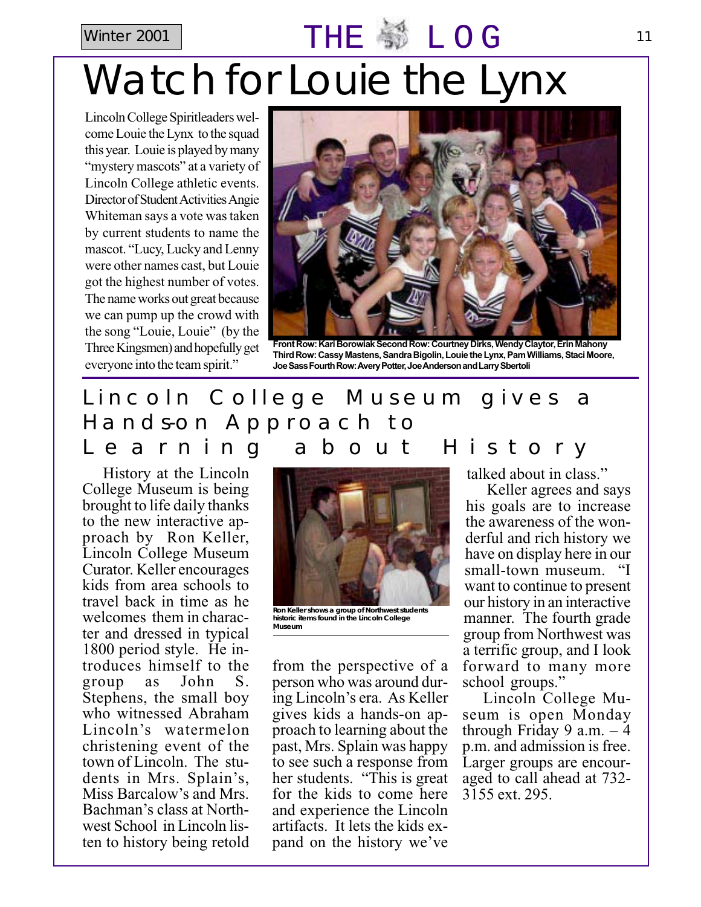# Watch for Louie the Lynx

Lincoln College Spiritleaders welcome Louie the Lynx to the squad this year. Louie is played by many "mystery mascots" at a variety of Lincoln College athletic events. Director of Student Activities Angie Whiteman says a vote was taken by current students to name the mascot. "Lucy, Lucky and Lenny were other names cast, but Louie got the highest number of votes. The name works out great because we can pump up the crowd with the song "Louie, Louie" (by the Three Kingsmen) and hopefully get everyone into the team spirit."

**Front Row: Kari Borowiak Second Row: Courtney Dirks, Wendy Claytor, Erin Mahony Third Row: Cassy Mastens, Sandra Bigolin, Louie the Lynx, Pam Williams, Staci Moore, Joe Sass Fourth Row: Avery Potter, Joe Anderson and Larry Sbertoli**

## Lincoln College Museum gives a Hands-on Approach to Learning about History

History at the Lincoln College Museum is being brought to life daily thanks to the new interactive approach by Ron Keller, Lincoln College Museum Curator. Keller encourages kids from area schools to travel back in time as he welcomes them in character and dressed in typical 1800 period style. He introduces himself to the group as John S. Stephens, the small boy who witnessed Abraham Lincoln's watermelon christening event of the town of Lincoln. The students in Mrs. Splain's, Miss Barcalow's and Mrs. Bachman's class at Northwest School in Lincoln listen to history being retold from the perspective of a person who was around during Lincoln's era. As Keller gives kids a hands-on approach to learning about the past, Mrs. Splain was happy to see such a response from her students. "This is great for the kids to come here and experience the Lincoln artifacts. It lets the kids expand on the history we've talked about in class."

**Ron Keller shows a group of Northwest students historic items found in the Lincoln College Museum**

Keller agrees and says his goals are to increase the awareness of the wonderful and rich history we have on display here in our small-town museum. "I want to continue to present our history in an interactive manner. The fourth grade group from Northwest was a terrific group, and I look forward to many more school groups."

Lincoln College Museum is open Monday through Friday 9 a.m. – 4 p.m. and admission is free. Larger groups are encouraged to call ahead at 732-3155 ext. 295.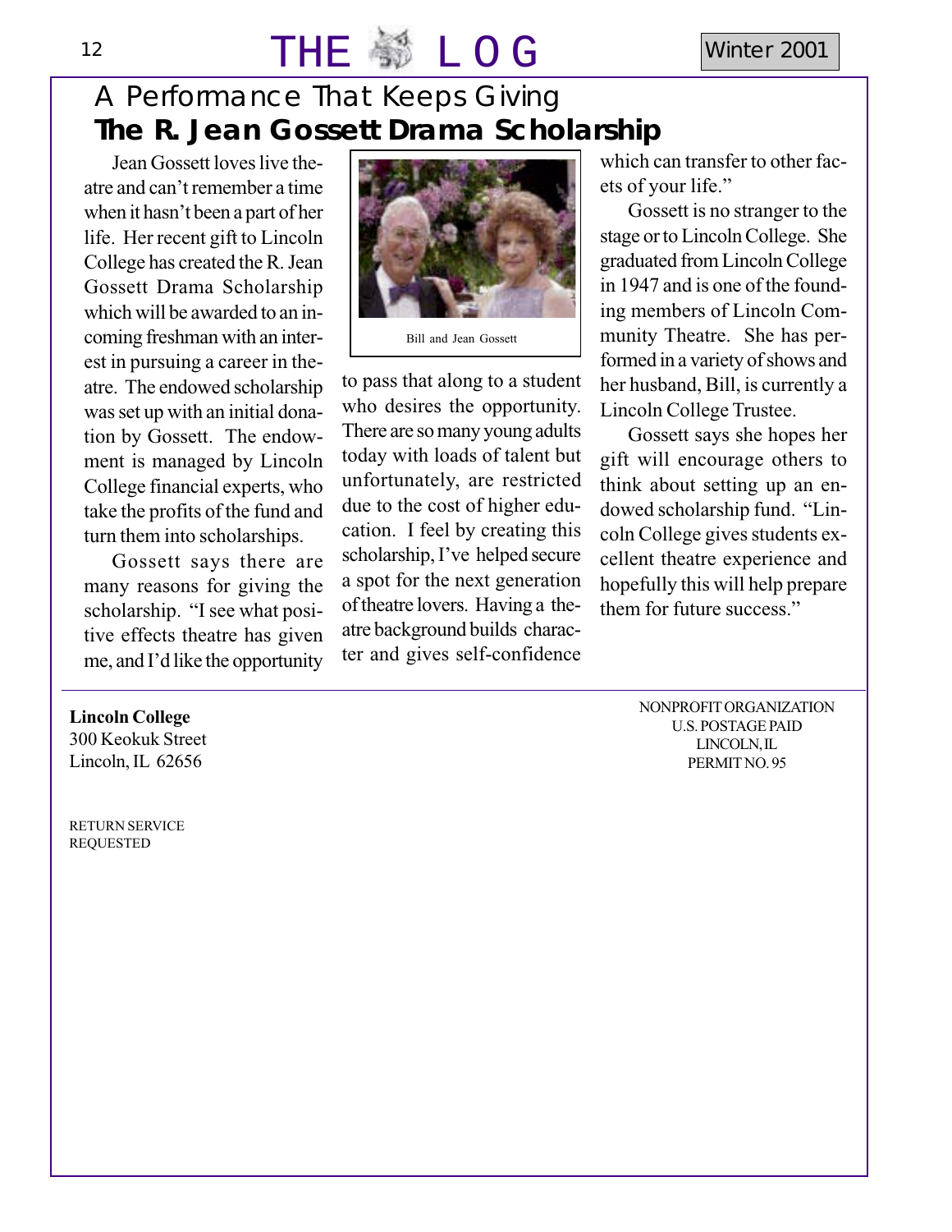# A Performance That Keeps Giving

## The R. Jean Gossett Drama Scholarship

Jean Gossett loves live theatre and can't remember a time when it hasn't been a part of her life. Her recent gift to Lincoln College has created the R. Jean Gossett Drama Scholarship which will be awarded to an incoming freshman with an interest in pursuing a career in theatre. The endowed scholarship was set up with an initial donation by Gossett. The endowment is managed by Lincoln College financial experts, who take the profits of the fund and turn them into scholarships.

Gossett says there are many reasons for giving the scholarship. "I see what positive effects theatre has given me, and I'd like the opportunity to pass that along to a student who desires the opportunity. There are so many young adults today with loads of talent but unfortunately, are restricted due to the cost of higher education. I feel by creating this scholarship, I've helped secure a spot for the next generation of theatre lovers. Having a theatre background builds character and gives self-confidence which can transfer to other facets of your life."

Bill and Jean Gossett

Gossett is no stranger to the stage or to Lincoln College. She graduated from Lincoln College in 1947 and is one of the founding members of Lincoln Community Theatre. She has performed in a variety of shows and her husband, Bill, is currently a Lincoln College Trustee.

Gossett says she hopes her gift will encourage others to think about setting up an endowed scholarship fund. "Lincoln College gives students excellent theatre experience and hopefully this will help prepare them for future success."

**Lincoln College**
300 Keokuk Street
Lincoln, IL 62656

RETURN SERVICE REQUESTED

NONPROFIT ORGANIZATION
U.S. POSTAGE PAID
LINCOLN, IL
PERMIT NO. 95